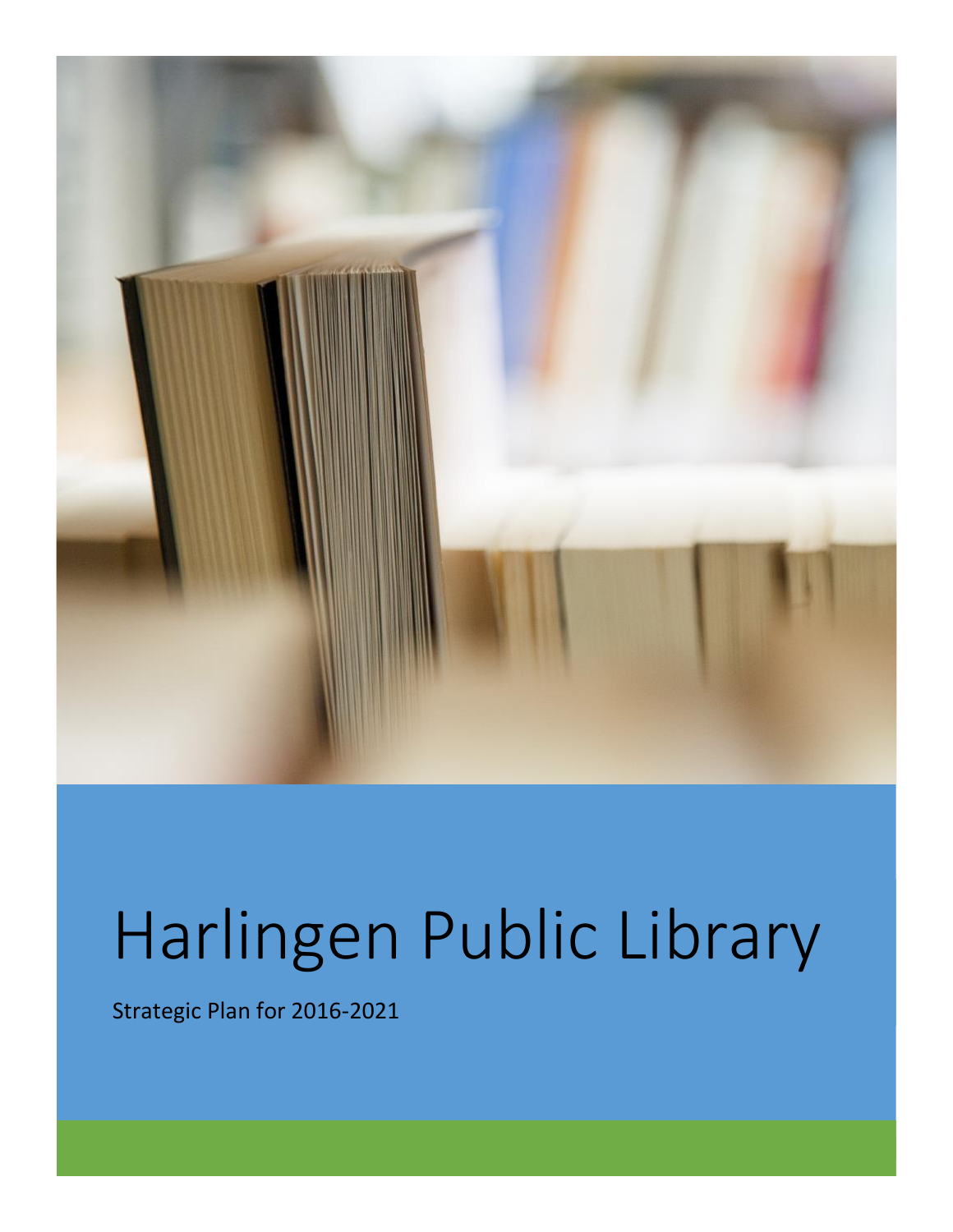# Harlingen Public Library

Strategic Plan for 2016-2021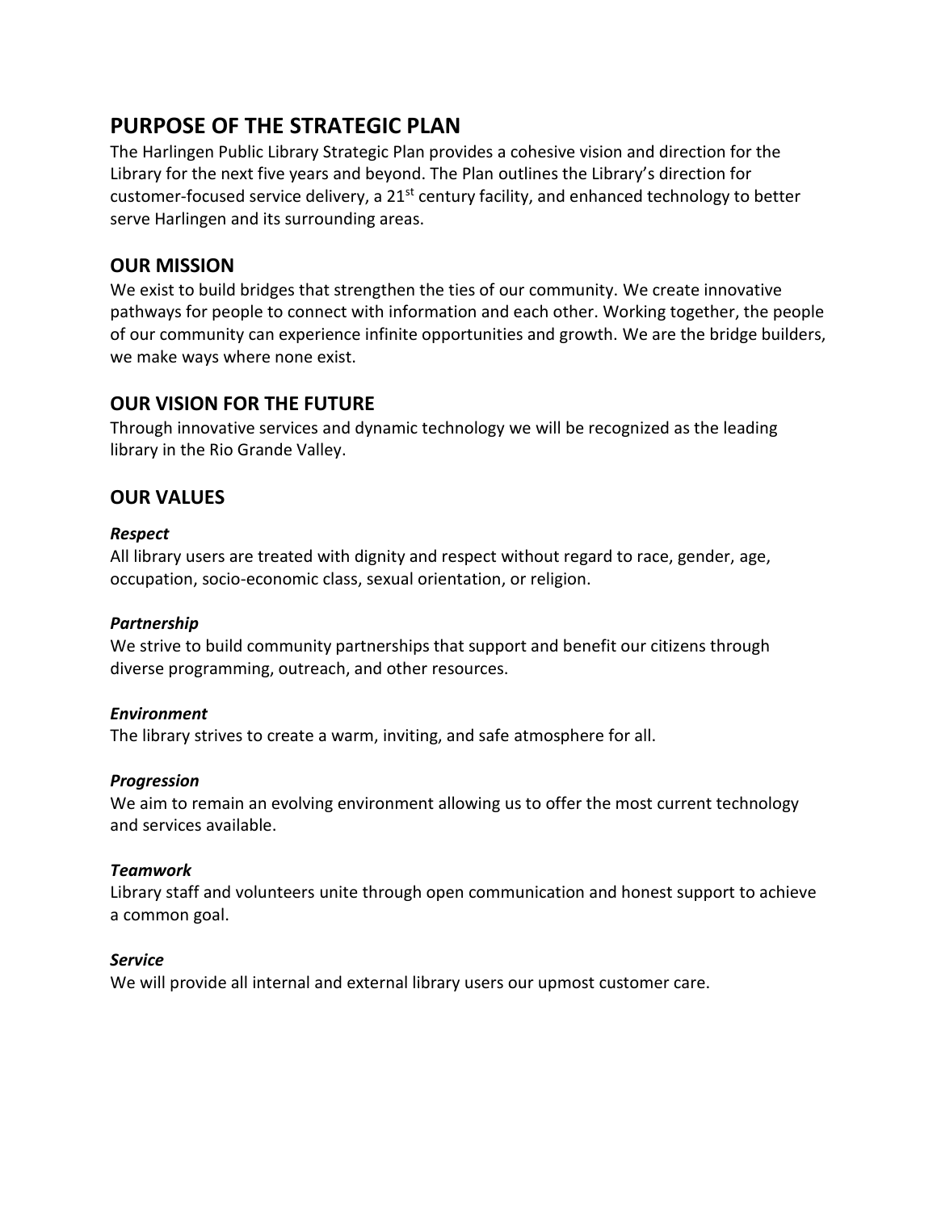## PURPOSE OF THE STRATEGIC PLAN

The Harlingen Public Library Strategic Plan provides a cohesive vision and direction for the Library for the next five years and beyond. The Plan outlines the Library's direction for customer-focused service delivery, a 21st century facility, and enhanced technology to better serve Harlingen and its surrounding areas.

## OUR MISSION

We exist to build bridges that strengthen the ties of our community. We create innovative pathways for people to connect with information and each other. Working together, the people of our community can experience infinite opportunities and growth. We are the bridge builders, we make ways where none exist.

## OUR VISION FOR THE FUTURE

Through innovative services and dynamic technology we will be recognized as the leading library in the Rio Grande Valley.

## OUR VALUES

### *Respect*

All library users are treated with dignity and respect without regard to race, gender, age, occupation, socio-economic class, sexual orientation, or religion.

### *Partnership*

We strive to build community partnerships that support and benefit our citizens through diverse programming, outreach, and other resources.

### *Environment*

The library strives to create a warm, inviting, and safe atmosphere for all.

### *Progression*

We aim to remain an evolving environment allowing us to offer the most current technology and services available.

### *Teamwork*

Library staff and volunteers unite through open communication and honest support to achieve a common goal.

### *Service*

We will provide all internal and external library users our upmost customer care.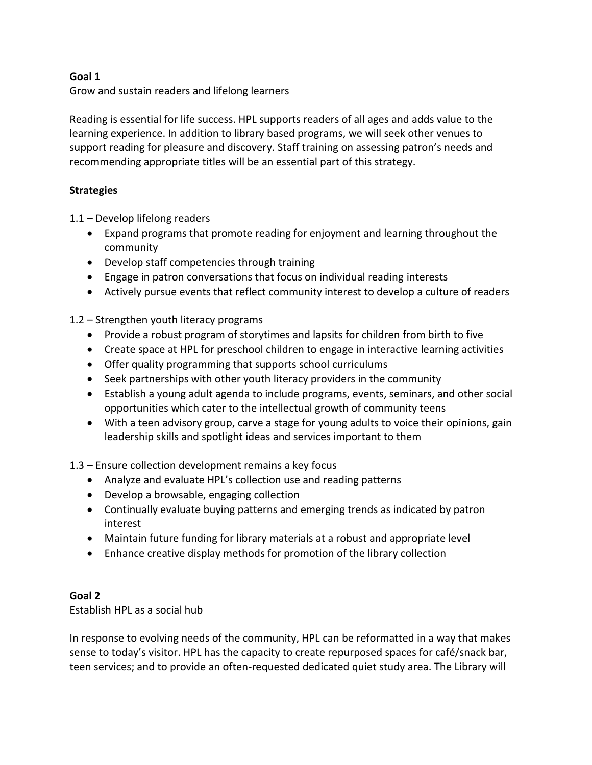**Goal 1**

Grow and sustain readers and lifelong learners

Reading is essential for life success. HPL supports readers of all ages and adds value to the learning experience. In addition to library based programs, we will seek other venues to support reading for pleasure and discovery. Staff training on assessing patron's needs and recommending appropriate titles will be an essential part of this strategy.

**Strategies**

1.1 – Develop lifelong readers

- Expand programs that promote reading for enjoyment and learning throughout the community
- Develop staff competencies through training
- Engage in patron conversations that focus on individual reading interests
- Actively pursue events that reflect community interest to develop a culture of readers

1.2 – Strengthen youth literacy programs

- Provide a robust program of storytimes and lapsits for children from birth to five
- Create space at HPL for preschool children to engage in interactive learning activities
- Offer quality programming that supports school curriculums
- Seek partnerships with other youth literacy providers in the community
- Establish a young adult agenda to include programs, events, seminars, and other social opportunities which cater to the intellectual growth of community teens
- With a teen advisory group, carve a stage for young adults to voice their opinions, gain leadership skills and spotlight ideas and services important to them

1.3 – Ensure collection development remains a key focus

- Analyze and evaluate HPL's collection use and reading patterns
- Develop a browsable, engaging collection
- Continually evaluate buying patterns and emerging trends as indicated by patron interest
- Maintain future funding for library materials at a robust and appropriate level
- Enhance creative display methods for promotion of the library collection

**Goal 2**

Establish HPL as a social hub

In response to evolving needs of the community, HPL can be reformatted in a way that makes sense to today's visitor. HPL has the capacity to create repurposed spaces for café/snack bar, teen services; and to provide an often-requested dedicated quiet study area. The Library will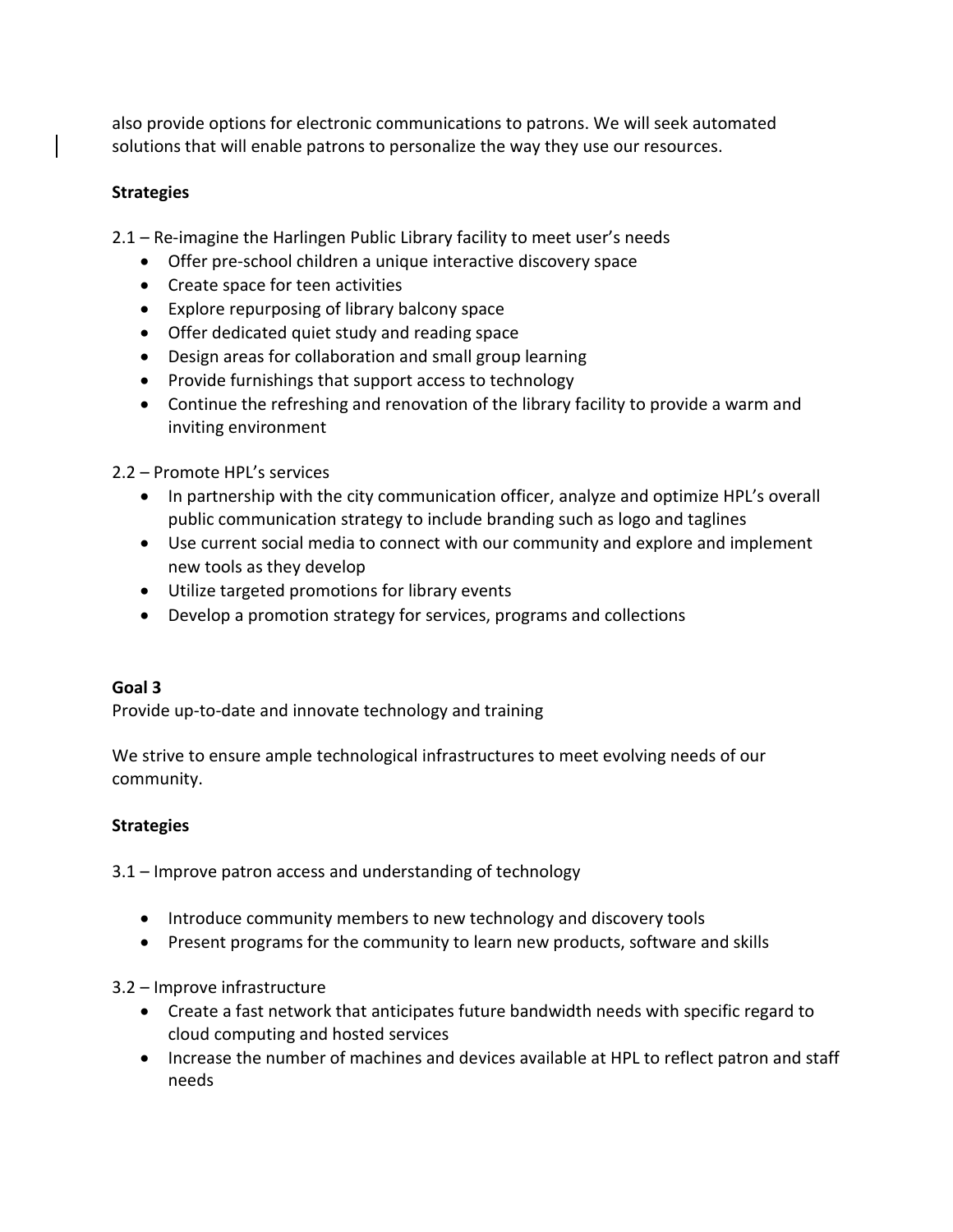also provide options for electronic communications to patrons. We will seek automated solutions that will enable patrons to personalize the way they use our resources.

**Strategies**

2.1 – Re-imagine the Harlingen Public Library facility to meet user's needs

- Offer pre-school children a unique interactive discovery space
- Create space for teen activities
- Explore repurposing of library balcony space
- Offer dedicated quiet study and reading space
- Design areas for collaboration and small group learning
- Provide furnishings that support access to technology
- Continue the refreshing and renovation of the library facility to provide a warm and inviting environment

2.2 – Promote HPL's services

- In partnership with the city communication officer, analyze and optimize HPL's overall public communication strategy to include branding such as logo and taglines
- Use current social media to connect with our community and explore and implement new tools as they develop
- Utilize targeted promotions for library events
- Develop a promotion strategy for services, programs and collections

**Goal 3**

Provide up-to-date and innovate technology and training

We strive to ensure ample technological infrastructures to meet evolving needs of our community.

**Strategies**

3.1 – Improve patron access and understanding of technology

- Introduce community members to new technology and discovery tools
- Present programs for the community to learn new products, software and skills

3.2 – Improve infrastructure

- Create a fast network that anticipates future bandwidth needs with specific regard to cloud computing and hosted services
- Increase the number of machines and devices available at HPL to reflect patron and staff needs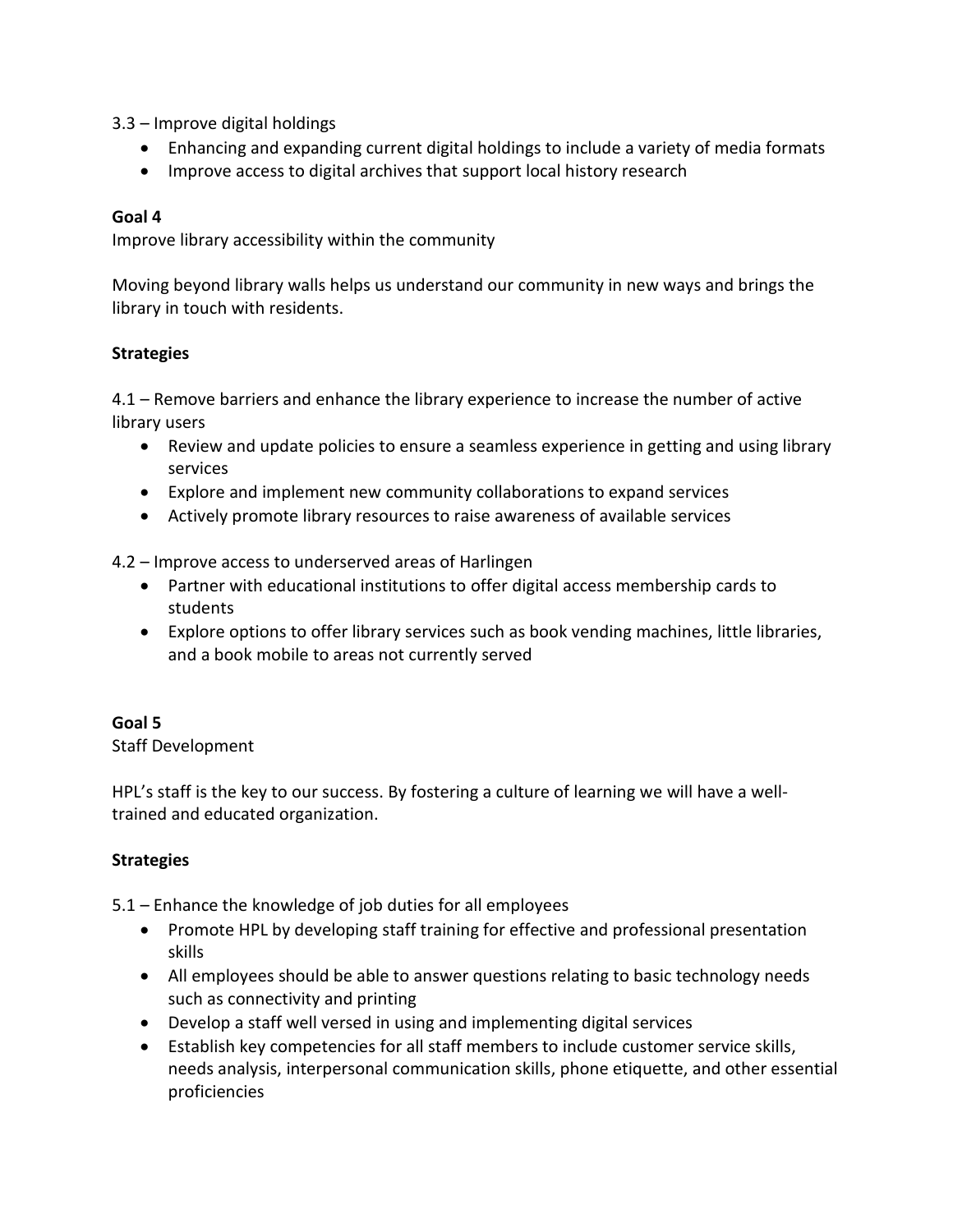3.3 – Improve digital holdings

- Enhancing and expanding current digital holdings to include a variety of media formats
- Improve access to digital archives that support local history research

**Goal 4**

Improve library accessibility within the community

Moving beyond library walls helps us understand our community in new ways and brings the library in touch with residents.

**Strategies**

4.1 – Remove barriers and enhance the library experience to increase the number of active library users

- Review and update policies to ensure a seamless experience in getting and using library services
- Explore and implement new community collaborations to expand services
- Actively promote library resources to raise awareness of available services

4.2 – Improve access to underserved areas of Harlingen

- Partner with educational institutions to offer digital access membership cards to students
- Explore options to offer library services such as book vending machines, little libraries, and a book mobile to areas not currently served

**Goal 5**

Staff Development

HPL's staff is the key to our success. By fostering a culture of learning we will have a well-trained and educated organization.

**Strategies**

5.1 – Enhance the knowledge of job duties for all employees

- Promote HPL by developing staff training for effective and professional presentation skills
- All employees should be able to answer questions relating to basic technology needs such as connectivity and printing
- Develop a staff well versed in using and implementing digital services
- Establish key competencies for all staff members to include customer service skills, needs analysis, interpersonal communication skills, phone etiquette, and other essential proficiencies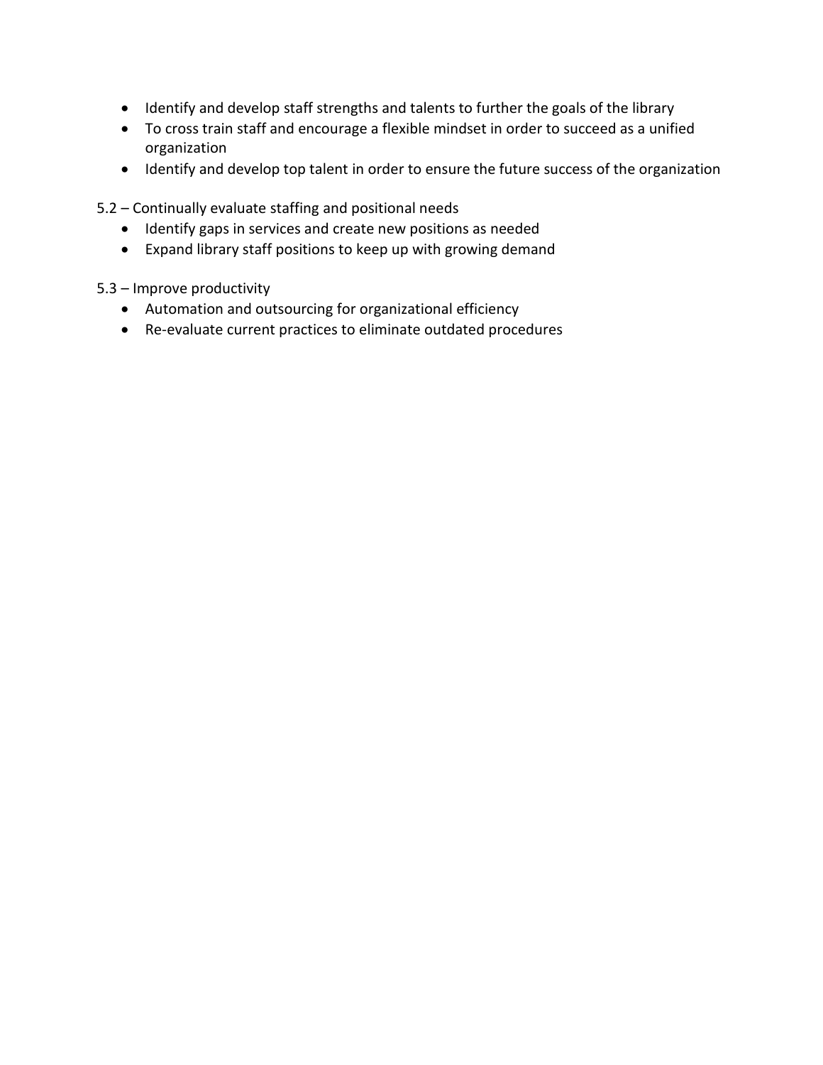- Identify and develop staff strengths and talents to further the goals of the library
- To cross train staff and encourage a flexible mindset in order to succeed as a unified organization
- Identify and develop top talent in order to ensure the future success of the organization

5.2 – Continually evaluate staffing and positional needs

- Identify gaps in services and create new positions as needed
- Expand library staff positions to keep up with growing demand

5.3 – Improve productivity

- Automation and outsourcing for organizational efficiency
- Re-evaluate current practices to eliminate outdated procedures